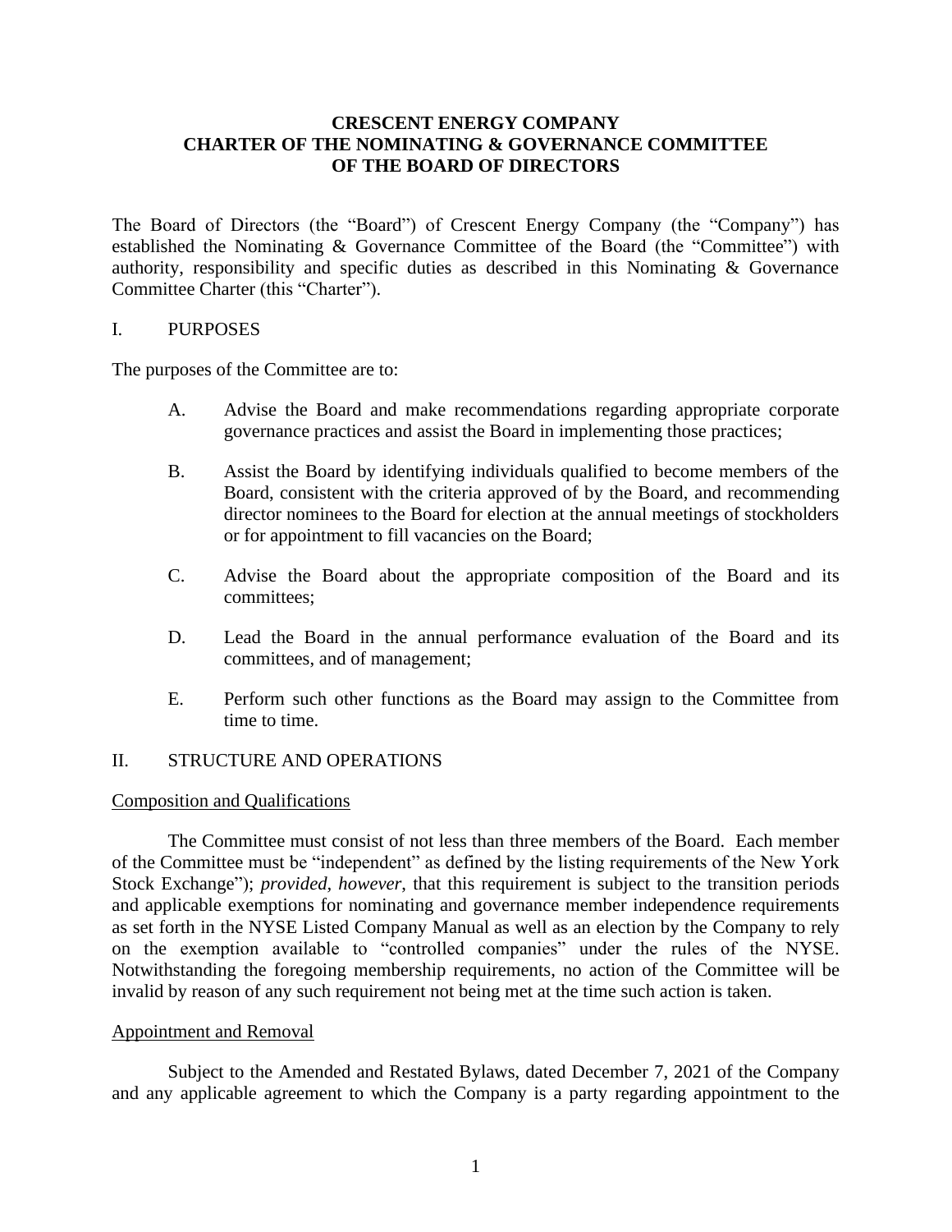# CRESCENT ENERGY COMPANY
# CHARTER OF THE NOMINATING & GOVERNANCE COMMITTEE
# OF THE BOARD OF DIRECTORS

The Board of Directors (the "Board") of Crescent Energy Company (the "Company") has established the Nominating & Governance Committee of the Board (the "Committee") with authority, responsibility and specific duties as described in this Nominating & Governance Committee Charter (this "Charter").

## I. PURPOSES

The purposes of the Committee are to:

A. Advise the Board and make recommendations regarding appropriate corporate governance practices and assist the Board in implementing those practices;

B. Assist the Board by identifying individuals qualified to become members of the Board, consistent with the criteria approved of by the Board, and recommending director nominees to the Board for election at the annual meetings of stockholders or for appointment to fill vacancies on the Board;

C. Advise the Board about the appropriate composition of the Board and its committees;

D. Lead the Board in the annual performance evaluation of the Board and its committees, and of management;

E. Perform such other functions as the Board may assign to the Committee from time to time.

## II. STRUCTURE AND OPERATIONS

### Composition and Qualifications

The Committee must consist of not less than three members of the Board. Each member of the Committee must be "independent" as defined by the listing requirements of the New York Stock Exchange"); *provided, however*, that this requirement is subject to the transition periods and applicable exemptions for nominating and governance member independence requirements as set forth in the NYSE Listed Company Manual as well as an election by the Company to rely on the exemption available to "controlled companies" under the rules of the NYSE. Notwithstanding the foregoing membership requirements, no action of the Committee will be invalid by reason of any such requirement not being met at the time such action is taken.

### Appointment and Removal

Subject to the Amended and Restated Bylaws, dated December 7, 2021 of the Company and any applicable agreement to which the Company is a party regarding appointment to the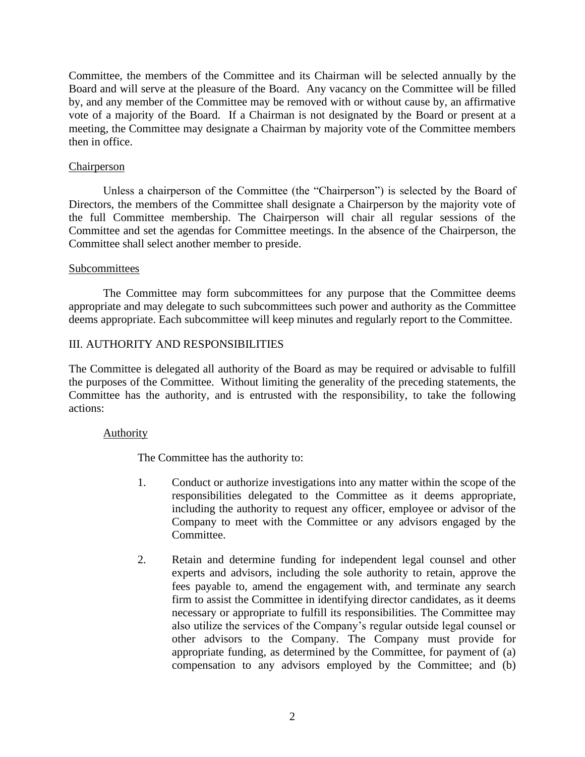Committee, the members of the Committee and its Chairman will be selected annually by the Board and will serve at the pleasure of the Board. Any vacancy on the Committee will be filled by, and any member of the Committee may be removed with or without cause by, an affirmative vote of a majority of the Board. If a Chairman is not designated by the Board or present at a meeting, the Committee may designate a Chairman by majority vote of the Committee members then in office.

Chairperson

Unless a chairperson of the Committee (the "Chairperson") is selected by the Board of Directors, the members of the Committee shall designate a Chairperson by the majority vote of the full Committee membership. The Chairperson will chair all regular sessions of the Committee and set the agendas for Committee meetings. In the absence of the Chairperson, the Committee shall select another member to preside.

Subcommittees

The Committee may form subcommittees for any purpose that the Committee deems appropriate and may delegate to such subcommittees such power and authority as the Committee deems appropriate. Each subcommittee will keep minutes and regularly report to the Committee.

## III. AUTHORITY AND RESPONSIBILITIES

The Committee is delegated all authority of the Board as may be required or advisable to fulfill the purposes of the Committee. Without limiting the generality of the preceding statements, the Committee has the authority, and is entrusted with the responsibility, to take the following actions:

Authority

The Committee has the authority to:

1. Conduct or authorize investigations into any matter within the scope of the responsibilities delegated to the Committee as it deems appropriate, including the authority to request any officer, employee or advisor of the Company to meet with the Committee or any advisors engaged by the Committee.

2. Retain and determine funding for independent legal counsel and other experts and advisors, including the sole authority to retain, approve the fees payable to, amend the engagement with, and terminate any search firm to assist the Committee in identifying director candidates, as it deems necessary or appropriate to fulfill its responsibilities. The Committee may also utilize the services of the Company's regular outside legal counsel or other advisors to the Company. The Company must provide for appropriate funding, as determined by the Committee, for payment of (a) compensation to any advisors employed by the Committee; and (b)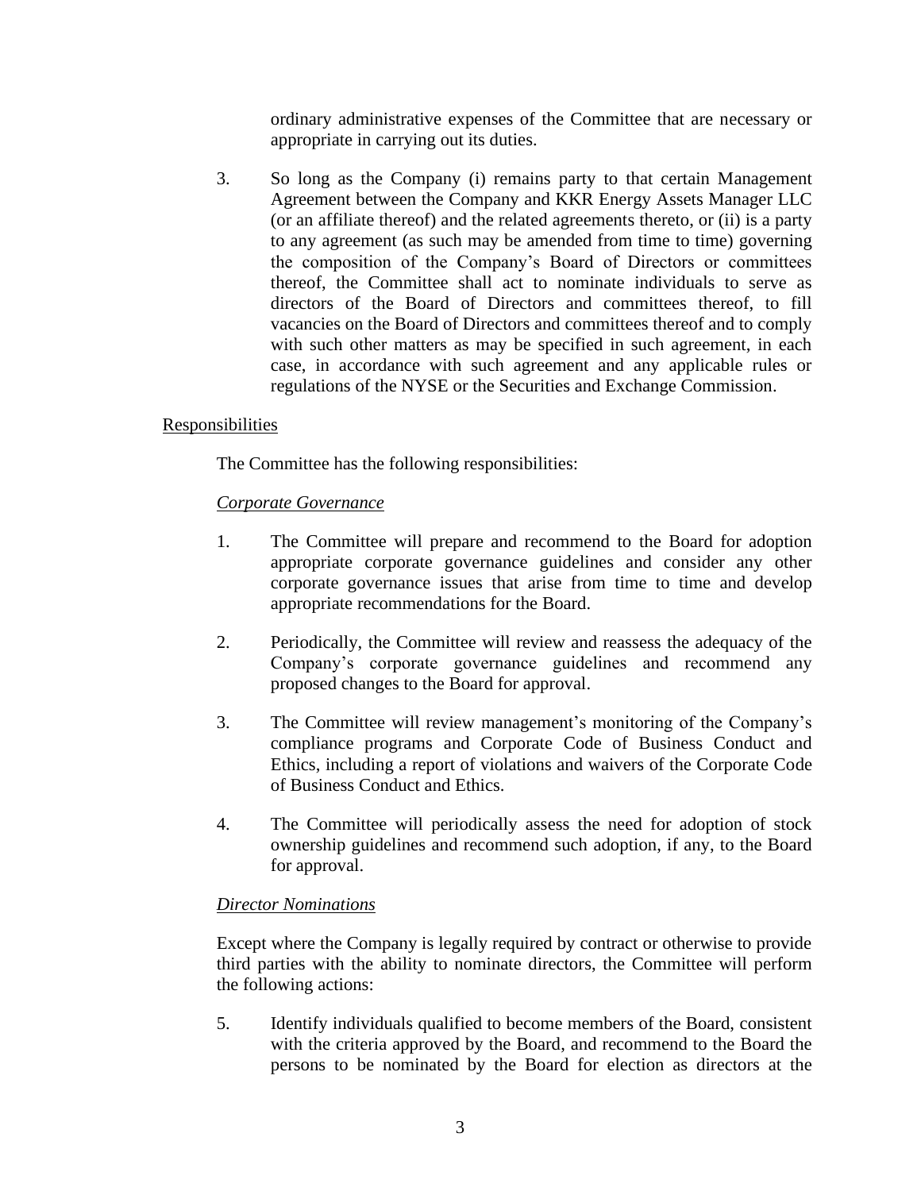ordinary administrative expenses of the Committee that are necessary or appropriate in carrying out its duties.

3. So long as the Company (i) remains party to that certain Management Agreement between the Company and KKR Energy Assets Manager LLC (or an affiliate thereof) and the related agreements thereto, or (ii) is a party to any agreement (as such may be amended from time to time) governing the composition of the Company's Board of Directors or committees thereof, the Committee shall act to nominate individuals to serve as directors of the Board of Directors and committees thereof, to fill vacancies on the Board of Directors and committees thereof and to comply with such other matters as may be specified in such agreement, in each case, in accordance with such agreement and any applicable rules or regulations of the NYSE or the Securities and Exchange Commission.

<u>Responsibilities</u>

The Committee has the following responsibilities:

*<u>Corporate Governance</u>*

1. The Committee will prepare and recommend to the Board for adoption appropriate corporate governance guidelines and consider any other corporate governance issues that arise from time to time and develop appropriate recommendations for the Board.

2. Periodically, the Committee will review and reassess the adequacy of the Company's corporate governance guidelines and recommend any proposed changes to the Board for approval.

3. The Committee will review management's monitoring of the Company's compliance programs and Corporate Code of Business Conduct and Ethics, including a report of violations and waivers of the Corporate Code of Business Conduct and Ethics.

4. The Committee will periodically assess the need for adoption of stock ownership guidelines and recommend such adoption, if any, to the Board for approval.

*<u>Director Nominations</u>*

Except where the Company is legally required by contract or otherwise to provide third parties with the ability to nominate directors, the Committee will perform the following actions:

5. Identify individuals qualified to become members of the Board, consistent with the criteria approved by the Board, and recommend to the Board the persons to be nominated by the Board for election as directors at the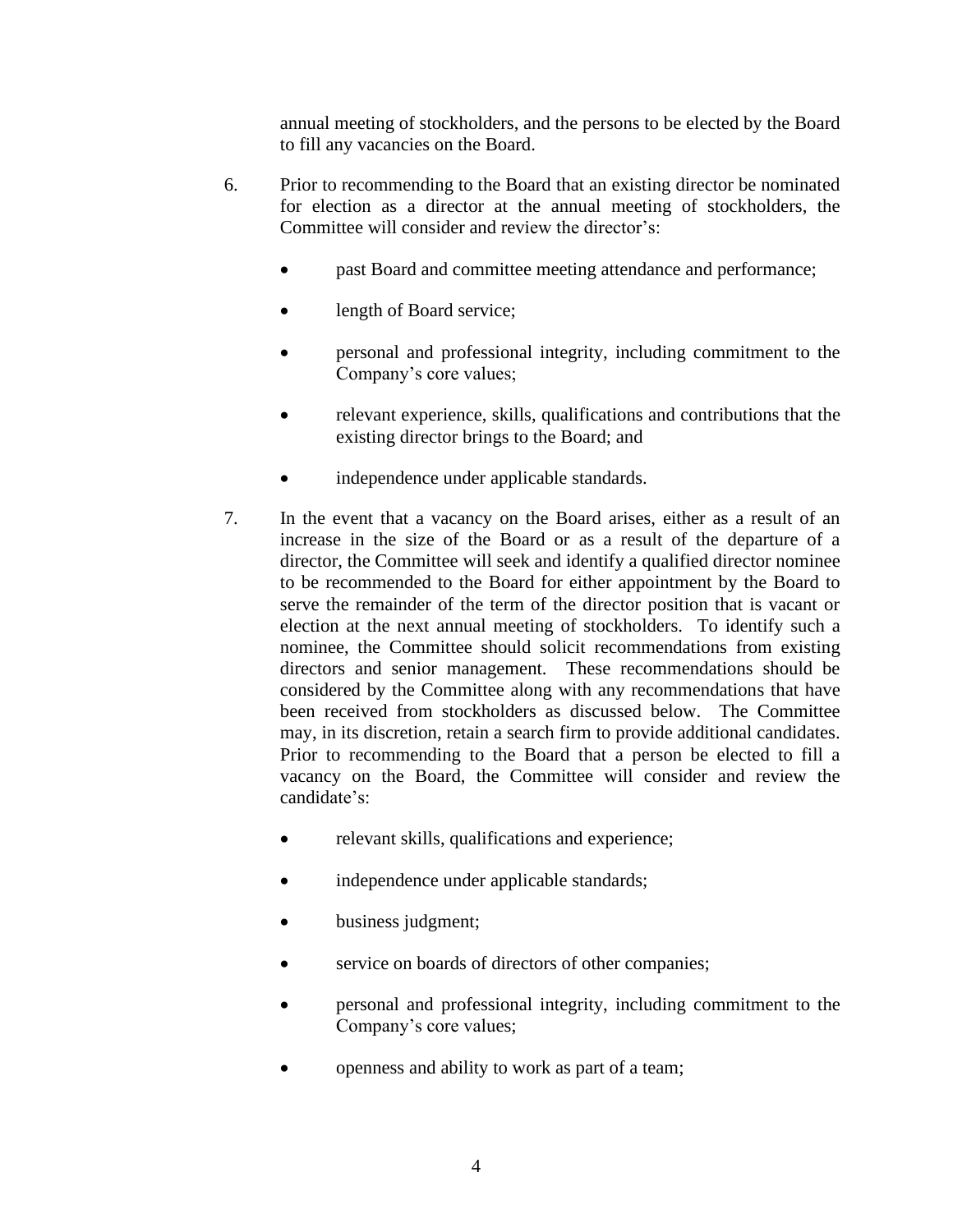annual meeting of stockholders, and the persons to be elected by the Board to fill any vacancies on the Board.

6. Prior to recommending to the Board that an existing director be nominated for election as a director at the annual meeting of stockholders, the Committee will consider and review the director's:

   - past Board and committee meeting attendance and performance;
   - length of Board service;
   - personal and professional integrity, including commitment to the Company's core values;
   - relevant experience, skills, qualifications and contributions that the existing director brings to the Board; and
   - independence under applicable standards.

7. In the event that a vacancy on the Board arises, either as a result of an increase in the size of the Board or as a result of the departure of a director, the Committee will seek and identify a qualified director nominee to be recommended to the Board for either appointment by the Board to serve the remainder of the term of the director position that is vacant or election at the next annual meeting of stockholders. To identify such a nominee, the Committee should solicit recommendations from existing directors and senior management. These recommendations should be considered by the Committee along with any recommendations that have been received from stockholders as discussed below. The Committee may, in its discretion, retain a search firm to provide additional candidates. Prior to recommending to the Board that a person be elected to fill a vacancy on the Board, the Committee will consider and review the candidate's:

   - relevant skills, qualifications and experience;
   - independence under applicable standards;
   - business judgment;
   - service on boards of directors of other companies;
   - personal and professional integrity, including commitment to the Company's core values;
   - openness and ability to work as part of a team;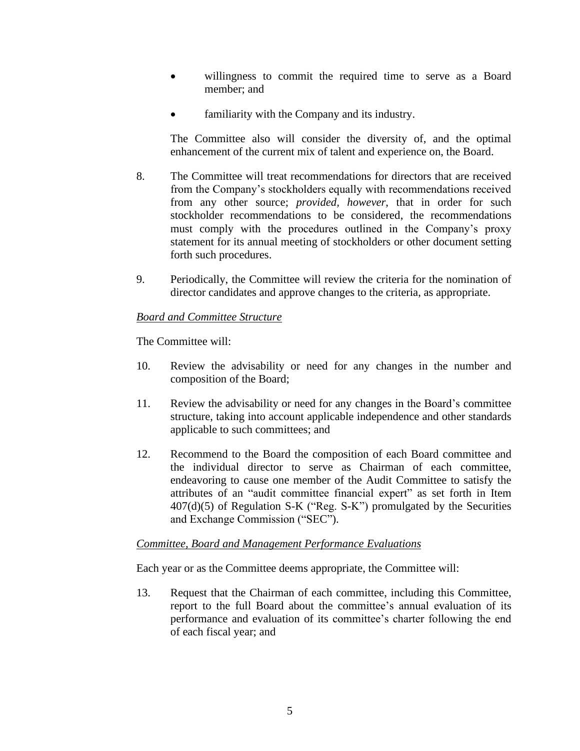- willingness to commit the required time to serve as a Board member; and
- familiarity with the Company and its industry.

The Committee also will consider the diversity of, and the optimal enhancement of the current mix of talent and experience on, the Board.

8. The Committee will treat recommendations for directors that are received from the Company's stockholders equally with recommendations received from any other source; *provided, however*, that in order for such stockholder recommendations to be considered, the recommendations must comply with the procedures outlined in the Company's proxy statement for its annual meeting of stockholders or other document setting forth such procedures.

9. Periodically, the Committee will review the criteria for the nomination of director candidates and approve changes to the criteria, as appropriate.

*Board and Committee Structure*

The Committee will:

10. Review the advisability or need for any changes in the number and composition of the Board;

11. Review the advisability or need for any changes in the Board's committee structure, taking into account applicable independence and other standards applicable to such committees; and

12. Recommend to the Board the composition of each Board committee and the individual director to serve as Chairman of each committee, endeavoring to cause one member of the Audit Committee to satisfy the attributes of an "audit committee financial expert" as set forth in Item 407(d)(5) of Regulation S-K ("Reg. S-K") promulgated by the Securities and Exchange Commission ("SEC").

*Committee, Board and Management Performance Evaluations*

Each year or as the Committee deems appropriate, the Committee will:

13. Request that the Chairman of each committee, including this Committee, report to the full Board about the committee's annual evaluation of its performance and evaluation of its committee's charter following the end of each fiscal year; and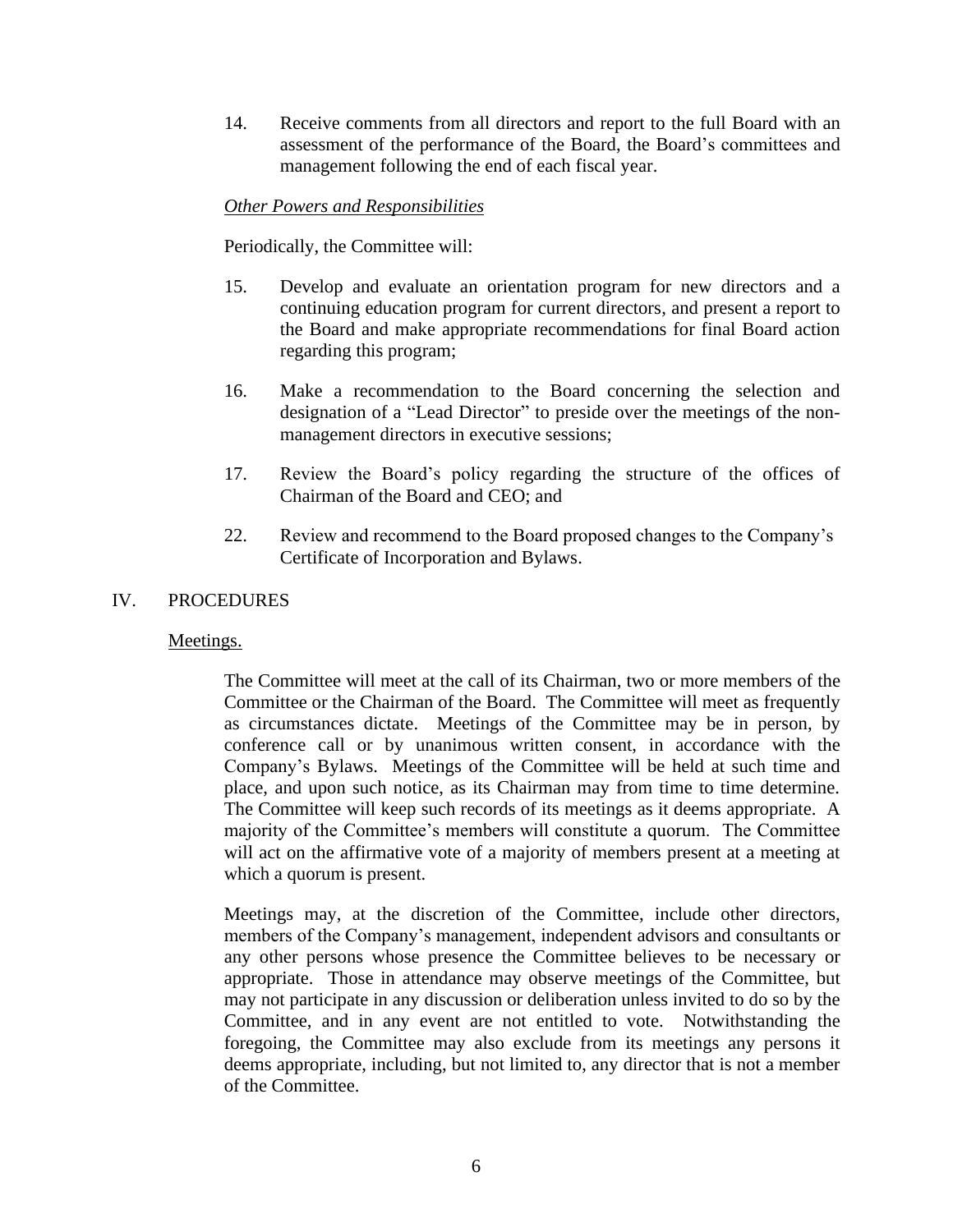14. Receive comments from all directors and report to the full Board with an assessment of the performance of the Board, the Board's committees and management following the end of each fiscal year.

*Other Powers and Responsibilities*

Periodically, the Committee will:

15. Develop and evaluate an orientation program for new directors and a continuing education program for current directors, and present a report to the Board and make appropriate recommendations for final Board action regarding this program;

16. Make a recommendation to the Board concerning the selection and designation of a "Lead Director" to preside over the meetings of the non-management directors in executive sessions;

17. Review the Board's policy regarding the structure of the offices of Chairman of the Board and CEO; and

22. Review and recommend to the Board proposed changes to the Company's Certificate of Incorporation and Bylaws.

## IV. PROCEDURES

Meetings.

The Committee will meet at the call of its Chairman, two or more members of the Committee or the Chairman of the Board. The Committee will meet as frequently as circumstances dictate. Meetings of the Committee may be in person, by conference call or by unanimous written consent, in accordance with the Company's Bylaws. Meetings of the Committee will be held at such time and place, and upon such notice, as its Chairman may from time to time determine. The Committee will keep such records of its meetings as it deems appropriate. A majority of the Committee's members will constitute a quorum. The Committee will act on the affirmative vote of a majority of members present at a meeting at which a quorum is present.

Meetings may, at the discretion of the Committee, include other directors, members of the Company's management, independent advisors and consultants or any other persons whose presence the Committee believes to be necessary or appropriate. Those in attendance may observe meetings of the Committee, but may not participate in any discussion or deliberation unless invited to do so by the Committee, and in any event are not entitled to vote. Notwithstanding the foregoing, the Committee may also exclude from its meetings any persons it deems appropriate, including, but not limited to, any director that is not a member of the Committee.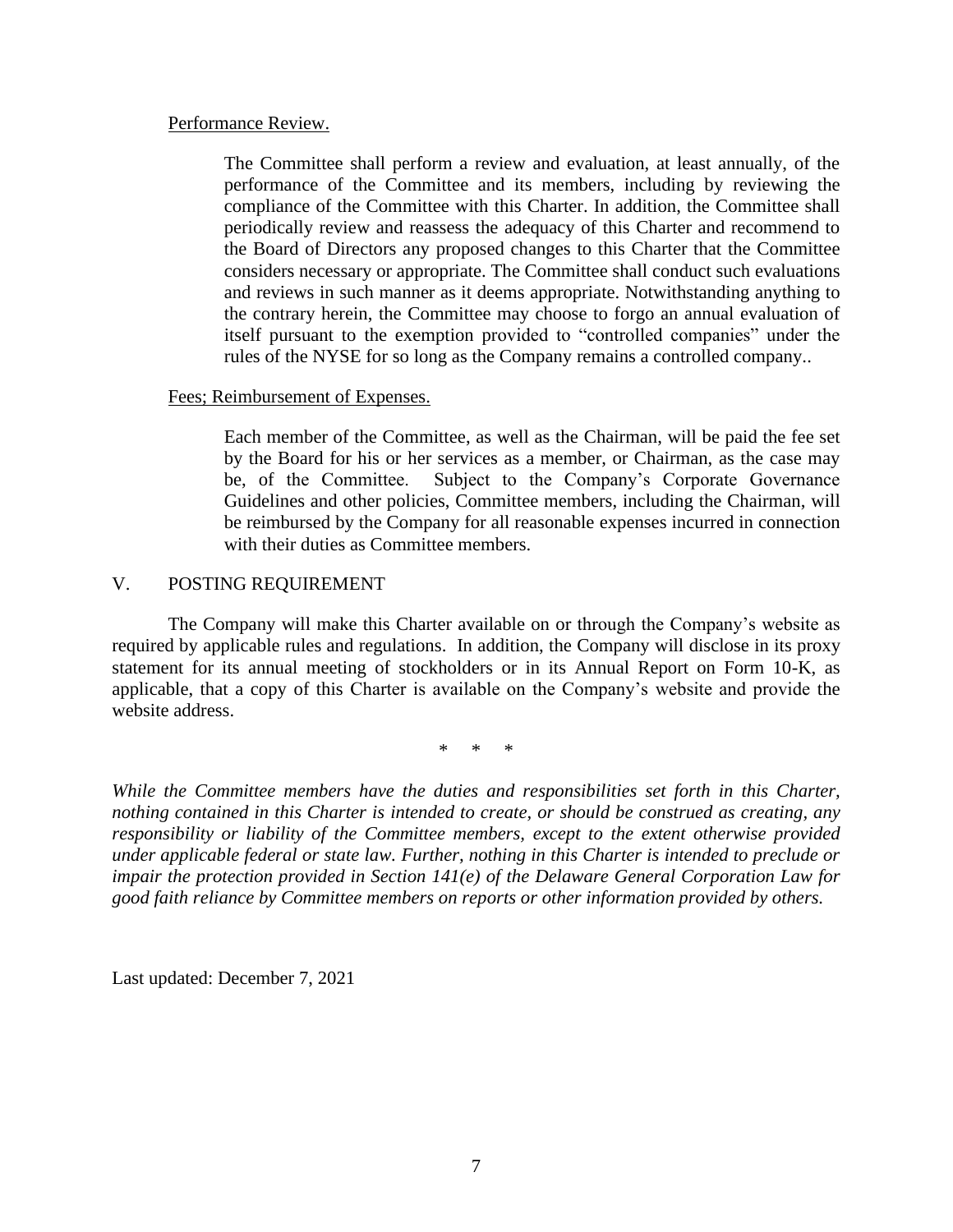Performance Review.

The Committee shall perform a review and evaluation, at least annually, of the performance of the Committee and its members, including by reviewing the compliance of the Committee with this Charter. In addition, the Committee shall periodically review and reassess the adequacy of this Charter and recommend to the Board of Directors any proposed changes to this Charter that the Committee considers necessary or appropriate. The Committee shall conduct such evaluations and reviews in such manner as it deems appropriate. Notwithstanding anything to the contrary herein, the Committee may choose to forgo an annual evaluation of itself pursuant to the exemption provided to "controlled companies" under the rules of the NYSE for so long as the Company remains a controlled company..

Fees; Reimbursement of Expenses.

Each member of the Committee, as well as the Chairman, will be paid the fee set by the Board for his or her services as a member, or Chairman, as the case may be, of the Committee. Subject to the Company's Corporate Governance Guidelines and other policies, Committee members, including the Chairman, will be reimbursed by the Company for all reasonable expenses incurred in connection with their duties as Committee members.

## V. POSTING REQUIREMENT

The Company will make this Charter available on or through the Company's website as required by applicable rules and regulations. In addition, the Company will disclose in its proxy statement for its annual meeting of stockholders or in its Annual Report on Form 10-K, as applicable, that a copy of this Charter is available on the Company's website and provide the website address.

\* \* \*

*While the Committee members have the duties and responsibilities set forth in this Charter, nothing contained in this Charter is intended to create, or should be construed as creating, any responsibility or liability of the Committee members, except to the extent otherwise provided under applicable federal or state law. Further, nothing in this Charter is intended to preclude or impair the protection provided in Section 141(e) of the Delaware General Corporation Law for good faith reliance by Committee members on reports or other information provided by others.*

Last updated: December 7, 2021